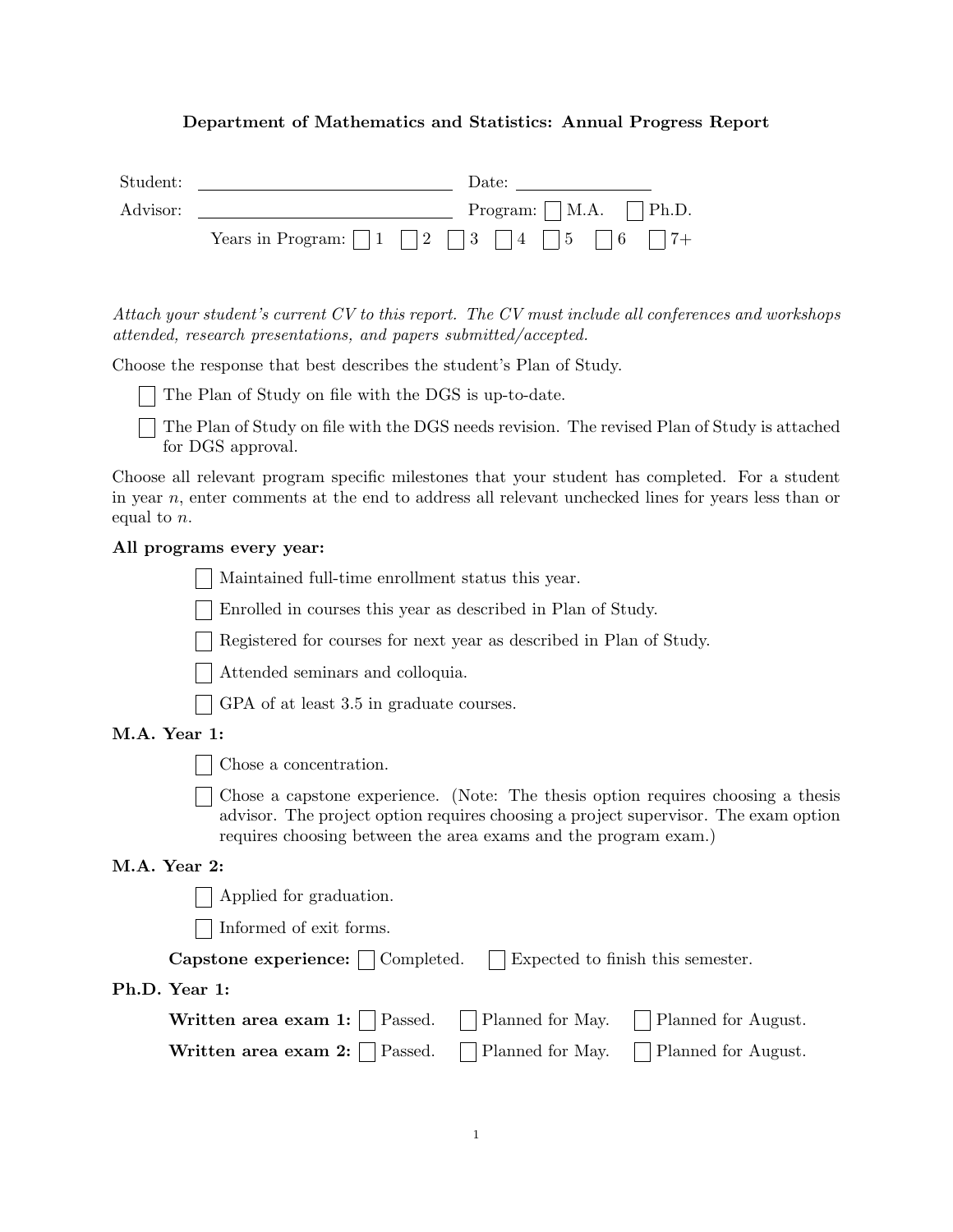## Department of Mathematics and Statistics: Annual Progress Report

Student: ____________________ Date: ____________

Advisor: ____________________ Program: ☐ M.A. ☐ Ph.D.

Years in Program: ☐ 1 ☐ 2 ☐ 3 ☐ 4 ☐ 5 ☐ 6 ☐ 7+

*Attach your student's current CV to this report. The CV must include all conferences and workshops attended, research presentations, and papers submitted/accepted.*

Choose the response that best describes the student's Plan of Study.

- ☐ The Plan of Study on file with the DGS is up-to-date.
- ☐ The Plan of Study on file with the DGS needs revision. The revised Plan of Study is attached for DGS approval.

Choose all relevant program specific milestones that your student has completed. For a student in year $n$, enter comments at the end to address all relevant unchecked lines for years less than or equal to $n$.

**All programs every year:**

- ☐ Maintained full-time enrollment status this year.
- ☐ Enrolled in courses this year as described in Plan of Study.
- ☐ Registered for courses for next year as described in Plan of Study.
- ☐ Attended seminars and colloquia.
- ☐ GPA of at least 3.5 in graduate courses.

**M.A. Year 1:**

- ☐ Chose a concentration.
- ☐ Chose a capstone experience. (Note: The thesis option requires choosing a thesis advisor. The project option requires choosing a project supervisor. The exam option requires choosing between the area exams and the program exam.)

**M.A. Year 2:**

- ☐ Applied for graduation.
- ☐ Informed of exit forms.

**Capstone experience:** ☐ Completed. ☐ Expected to finish this semester.

**Ph.D. Year 1:**

**Written area exam 1:** ☐ Passed. ☐ Planned for May. ☐ Planned for August.

**Written area exam 2:** ☐ Passed. ☐ Planned for May. ☐ Planned for August.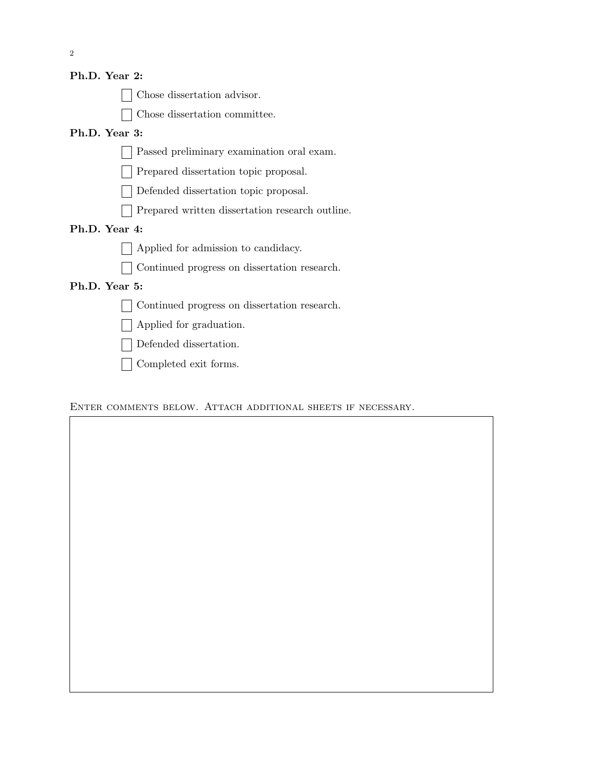**Ph.D. Year 2:**

- [ ] Chose dissertation advisor.
- [ ] Chose dissertation committee.

**Ph.D. Year 3:**

- [ ] Passed preliminary examination oral exam.
- [ ] Prepared dissertation topic proposal.
- [ ] Defended dissertation topic proposal.
- [ ] Prepared written dissertation research outline.

**Ph.D. Year 4:**

- [ ] Applied for admission to candidacy.
- [ ] Continued progress on dissertation research.

**Ph.D. Year 5:**

- [ ] Continued progress on dissertation research.
- [ ] Applied for graduation.
- [ ] Defended dissertation.
- [ ] Completed exit forms.

Enter comments below. Attach additional sheets if necessary.